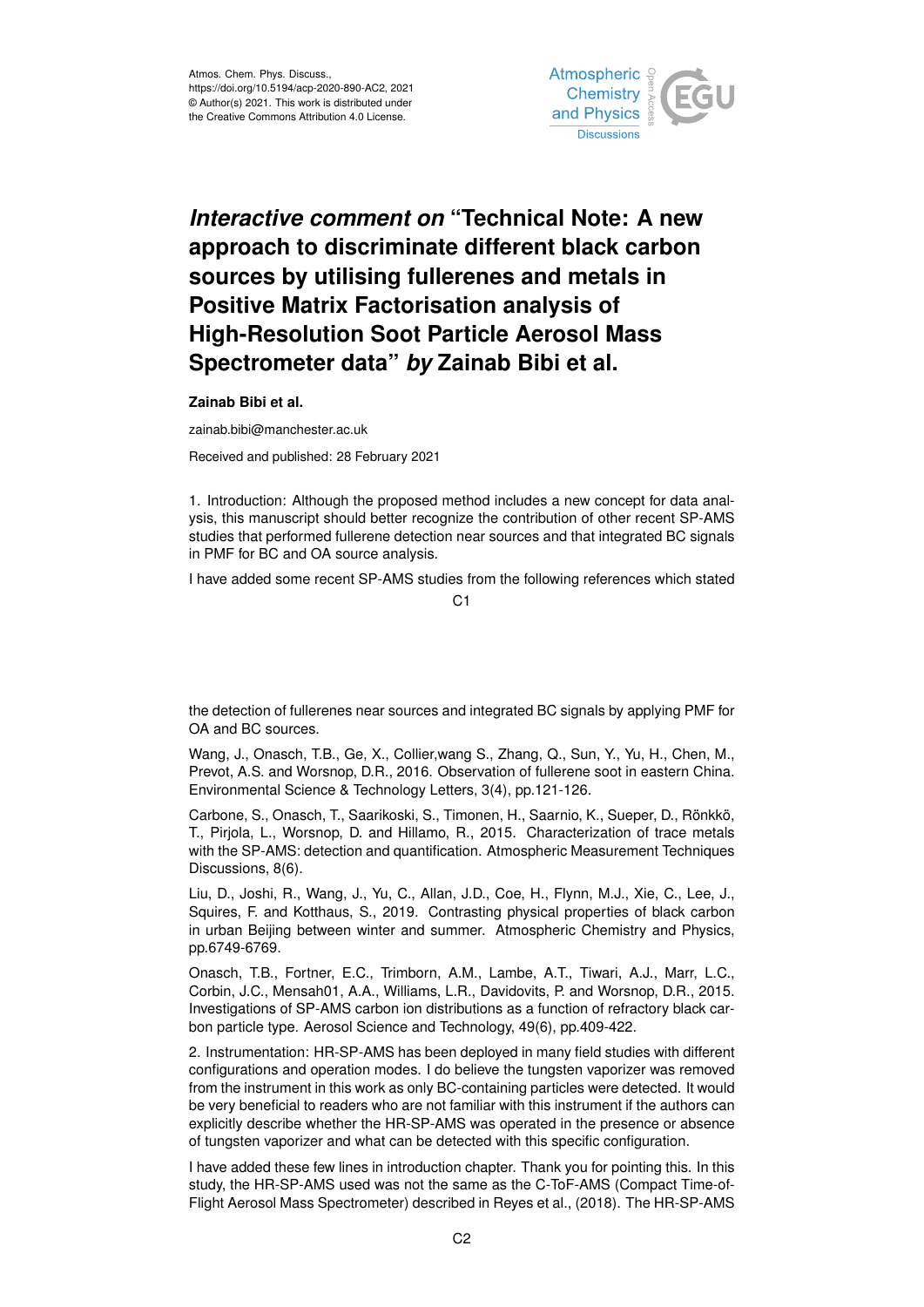Atmos. Chem. Phys. Discuss.,
https://doi.org/10.5194/acp-2020-890-AC2, 2021
© Author(s) 2021. This work is distributed under
the Creative Commons Attribution 4.0 License.

# *Interactive comment on* "Technical Note: A new approach to discriminate different black carbon sources by utilising fullerenes and metals in Positive Matrix Factorisation analysis of High-Resolution Soot Particle Aerosol Mass Spectrometer data" *by* Zainab Bibi et al.

**Zainab Bibi et al.**

zainab.bibi@manchester.ac.uk

Received and published: 28 February 2021

1. Introduction: Although the proposed method includes a new concept for data analysis, this manuscript should better recognize the contribution of other recent SP-AMS studies that performed fullerene detection near sources and that integrated BC signals in PMF for BC and OA source analysis.

I have added some recent SP-AMS studies from the following references which stated the detection of fullerenes near sources and integrated BC signals by applying PMF for OA and BC sources.

Wang, J., Onasch, T.B., Ge, X., Collier,wang S., Zhang, Q., Sun, Y., Yu, H., Chen, M., Prevot, A.S. and Worsnop, D.R., 2016. Observation of fullerene soot in eastern China. Environmental Science & Technology Letters, 3(4), pp.121-126.

Carbone, S., Onasch, T., Saarikoski, S., Timonen, H., Saarnio, K., Sueper, D., Rönkkö, T., Pirjola, L., Worsnop, D. and Hillamo, R., 2015. Characterization of trace metals with the SP-AMS: detection and quantification. Atmospheric Measurement Techniques Discussions, 8(6).

Liu, D., Joshi, R., Wang, J., Yu, C., Allan, J.D., Coe, H., Flynn, M.J., Xie, C., Lee, J., Squires, F. and Kotthaus, S., 2019. Contrasting physical properties of black carbon in urban Beijing between winter and summer. Atmospheric Chemistry and Physics, pp.6749-6769.

Onasch, T.B., Fortner, E.C., Trimborn, A.M., Lambe, A.T., Tiwari, A.J., Marr, L.C., Corbin, J.C., Mensah01, A.A., Williams, L.R., Davidovits, P. and Worsnop, D.R., 2015. Investigations of SP-AMS carbon ion distributions as a function of refractory black carbon particle type. Aerosol Science and Technology, 49(6), pp.409-422.

2. Instrumentation: HR-SP-AMS has been deployed in many field studies with different configurations and operation modes. I do believe the tungsten vaporizer was removed from the instrument in this work as only BC-containing particles were detected. It would be very beneficial to readers who are not familiar with this instrument if the authors can explicitly describe whether the HR-SP-AMS was operated in the presence or absence of tungsten vaporizer and what can be detected with this specific configuration.

I have added these few lines in introduction chapter. Thank you for pointing this. In this study, the HR-SP-AMS used was not the same as the C-ToF-AMS (Compact Time-of-Flight Aerosol Mass Spectrometer) described in Reyes et al., (2018). The HR-SP-AMS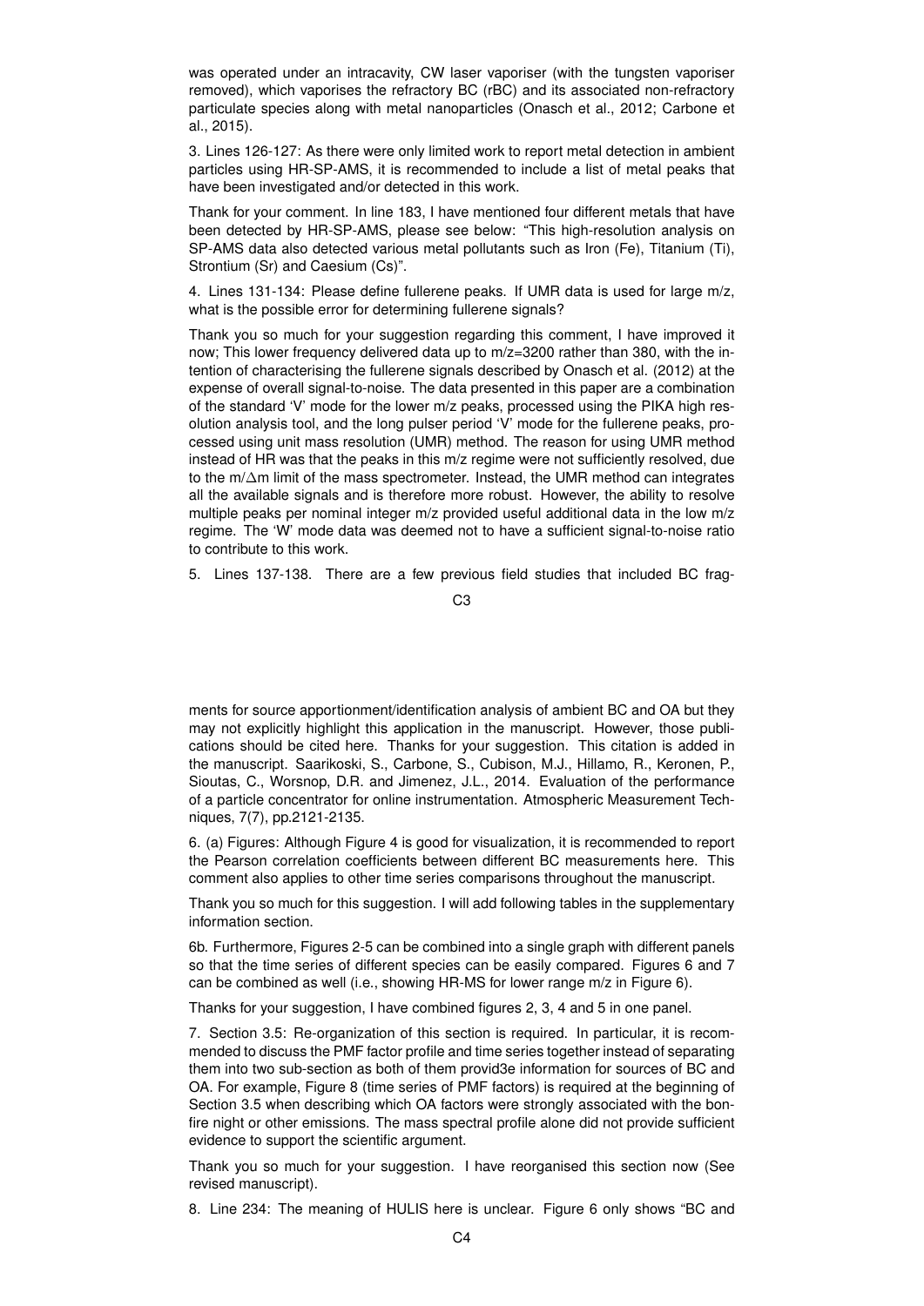was operated under an intracavity, CW laser vaporiser (with the tungsten vaporiser removed), which vaporises the refractory BC (rBC) and its associated non-refractory particulate species along with metal nanoparticles (Onasch et al., 2012; Carbone et al., 2015).

3. Lines 126-127: As there were only limited work to report metal detection in ambient particles using HR-SP-AMS, it is recommended to include a list of metal peaks that have been investigated and/or detected in this work.

Thank for your comment. In line 183, I have mentioned four different metals that have been detected by HR-SP-AMS, please see below: "This high-resolution analysis on SP-AMS data also detected various metal pollutants such as Iron (Fe), Titanium (Ti), Strontium (Sr) and Caesium (Cs)".

4. Lines 131-134: Please define fullerene peaks. If UMR data is used for large m/z, what is the possible error for determining fullerene signals?

Thank you so much for your suggestion regarding this comment, I have improved it now; This lower frequency delivered data up to m/z=3200 rather than 380, with the intention of characterising the fullerene signals described by Onasch et al. (2012) at the expense of overall signal-to-noise. The data presented in this paper are a combination of the standard 'V' mode for the lower m/z peaks, processed using the PIKA high resolution analysis tool, and the long pulser period 'V' mode for the fullerene peaks, processed using unit mass resolution (UMR) method. The reason for using UMR method instead of HR was that the peaks in this m/z regime were not sufficiently resolved, due to the m/$\Delta$m limit of the mass spectrometer. Instead, the UMR method can integrates all the available signals and is therefore more robust. However, the ability to resolve multiple peaks per nominal integer m/z provided useful additional data in the low m/z regime. The 'W' mode data was deemed not to have a sufficient signal-to-noise ratio to contribute to this work.

5. Lines 137-138. There are a few previous field studies that included BC fragments for source apportionment/identification analysis of ambient BC and OA but they may not explicitly highlight this application in the manuscript. However, those publications should be cited here. Thanks for your suggestion. This citation is added in the manuscript. Saarikoski, S., Carbone, S., Cubison, M.J., Hillamo, R., Keronen, P., Sioutas, C., Worsnop, D.R. and Jimenez, J.L., 2014. Evaluation of the performance of a particle concentrator for online instrumentation. Atmospheric Measurement Techniques, 7(7), pp.2121-2135.

6. (a) Figures: Although Figure 4 is good for visualization, it is recommended to report the Pearson correlation coefficients between different BC measurements here. This comment also applies to other time series comparisons throughout the manuscript.

Thank you so much for this suggestion. I will add following tables in the supplementary information section.

6b. Furthermore, Figures 2-5 can be combined into a single graph with different panels so that the time series of different species can be easily compared. Figures 6 and 7 can be combined as well (i.e., showing HR-MS for lower range m/z in Figure 6).

Thanks for your suggestion, I have combined figures 2, 3, 4 and 5 in one panel.

7. Section 3.5: Re-organization of this section is required. In particular, it is recommended to discuss the PMF factor profile and time series together instead of separating them into two sub-section as both of them provid3e information for sources of BC and OA. For example, Figure 8 (time series of PMF factors) is required at the beginning of Section 3.5 when describing which OA factors were strongly associated with the bonfire night or other emissions. The mass spectral profile alone did not provide sufficient evidence to support the scientific argument.

Thank you so much for your suggestion. I have reorganised this section now (See revised manuscript).

8. Line 234: The meaning of HULIS here is unclear. Figure 6 only shows "BC and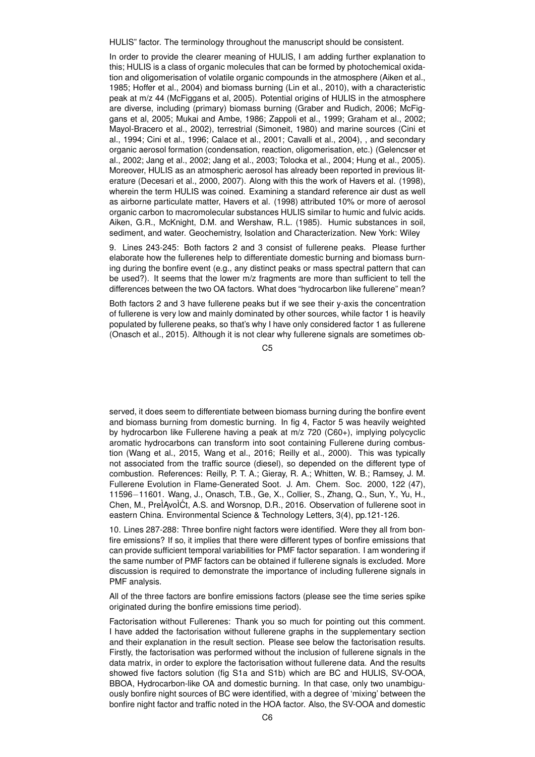HULIS" factor. The terminology throughout the manuscript should be consistent.

In order to provide the clearer meaning of HULIS, I am adding further explanation to this; HULIS is a class of organic molecules that can be formed by photochemical oxidation and oligomerisation of volatile organic compounds in the atmosphere (Aiken et al., 1985; Hoffer et al., 2004) and biomass burning (Lin et al., 2010), with a characteristic peak at m/z 44 (McFiggans et al, 2005). Potential origins of HULIS in the atmosphere are diverse, including (primary) biomass burning (Graber and Rudich, 2006; McFiggans et al, 2005; Mukai and Ambe, 1986; Zappoli et al., 1999; Graham et al., 2002; Mayol-Bracero et al., 2002), terrestrial (Simoneit, 1980) and marine sources (Cini et al., 1994; Cini et al., 1996; Calace et al., 2001; Cavalli et al., 2004), , and secondary organic aerosol formation (condensation, reaction, oligomerisation, etc.) (Gelencser et al., 2002; Jang et al., 2002; Jang et al., 2003; Tolocka et al., 2004; Hung et al., 2005). Moreover, HULIS as an atmospheric aerosol has already been reported in previous literature (Decesari et al., 2000, 2007). Along with this the work of Havers et al. (1998), wherein the term HULIS was coined. Examining a standard reference air dust as well as airborne particulate matter, Havers et al. (1998) attributed 10% or more of aerosol organic carbon to macromolecular substances HULIS similar to humic and fulvic acids. Aiken, G.R., McKnight, D.M. and Wershaw, R.L. (1985). Humic substances in soil, sediment, and water. Geochemistry, Isolation and Characterization. New York: Wiley

9. Lines 243-245: Both factors 2 and 3 consist of fullerene peaks. Please further elaborate how the fullerenes help to differentiate domestic burning and biomass burning during the bonfire event (e.g., any distinct peaks or mass spectral pattern that can be used?). It seems that the lower m/z fragments are more than sufficient to tell the differences between the two OA factors. What does "hydrocarbon like fullerene" mean?

Both factors 2 and 3 have fullerene peaks but if we see their y-axis the concentration of fullerene is very low and mainly dominated by other sources, while factor 1 is heavily populated by fullerene peaks, so that's why I have only considered factor 1 as fullerene (Onasch et al., 2015). Although it is not clear why fullerene signals are sometimes observed, it does seem to differentiate between biomass burning during the bonfire event and biomass burning from domestic burning. In fig 4, Factor 5 was heavily weighted by hydrocarbon like Fullerene having a peak at m/z 720 ($C_{60}^+$), implying polycyclic aromatic hydrocarbons can transform into soot containing Fullerene during combustion (Wang et al., 2015, Wang et al., 2016; Reilly et al., 2000). This was typically not associated from the traffic source (diesel), so depended on the different type of combustion. References: Reilly, P. T. A.; Gieray, R. A.; Whitten, W. B.; Ramsey, J. M. Fullerene Evolution in Flame-Generated Soot. J. Am. Chem. Soc. 2000, 122 (47), 11596−11601. Wang, J., Onasch, T.B., Ge, X., Collier, S., Zhang, Q., Sun, Y., Yu, H., Chen, M., PreÌĄvoÌĆt, A.S. and Worsnop, D.R., 2016. Observation of fullerene soot in eastern China. Environmental Science & Technology Letters, 3(4), pp.121-126.

10. Lines 287-288: Three bonfire night factors were identified. Were they all from bonfire emissions? If so, it implies that there were different types of bonfire emissions that can provide sufficient temporal variabilities for PMF factor separation. I am wondering if the same number of PMF factors can be obtained if fullerene signals is excluded. More discussion is required to demonstrate the importance of including fullerene signals in PMF analysis.

All of the three factors are bonfire emissions factors (please see the time series spike originated during the bonfire emissions time period).

Factorisation without Fullerenes: Thank you so much for pointing out this comment. I have added the factorisation without fullerene graphs in the supplementary section and their explanation in the result section. Please see below the factorisation results. Firstly, the factorisation was performed without the inclusion of fullerene signals in the data matrix, in order to explore the factorisation without fullerene data. And the results showed five factors solution (fig S1a and S1b) which are BC and HULIS, SV-OOA, BBOA, Hydrocarbon-like OA and domestic burning. In that case, only two unambiguously bonfire night sources of BC were identified, with a degree of 'mixing' between the bonfire night factor and traffic noted in the HOA factor. Also, the SV-OOA and domestic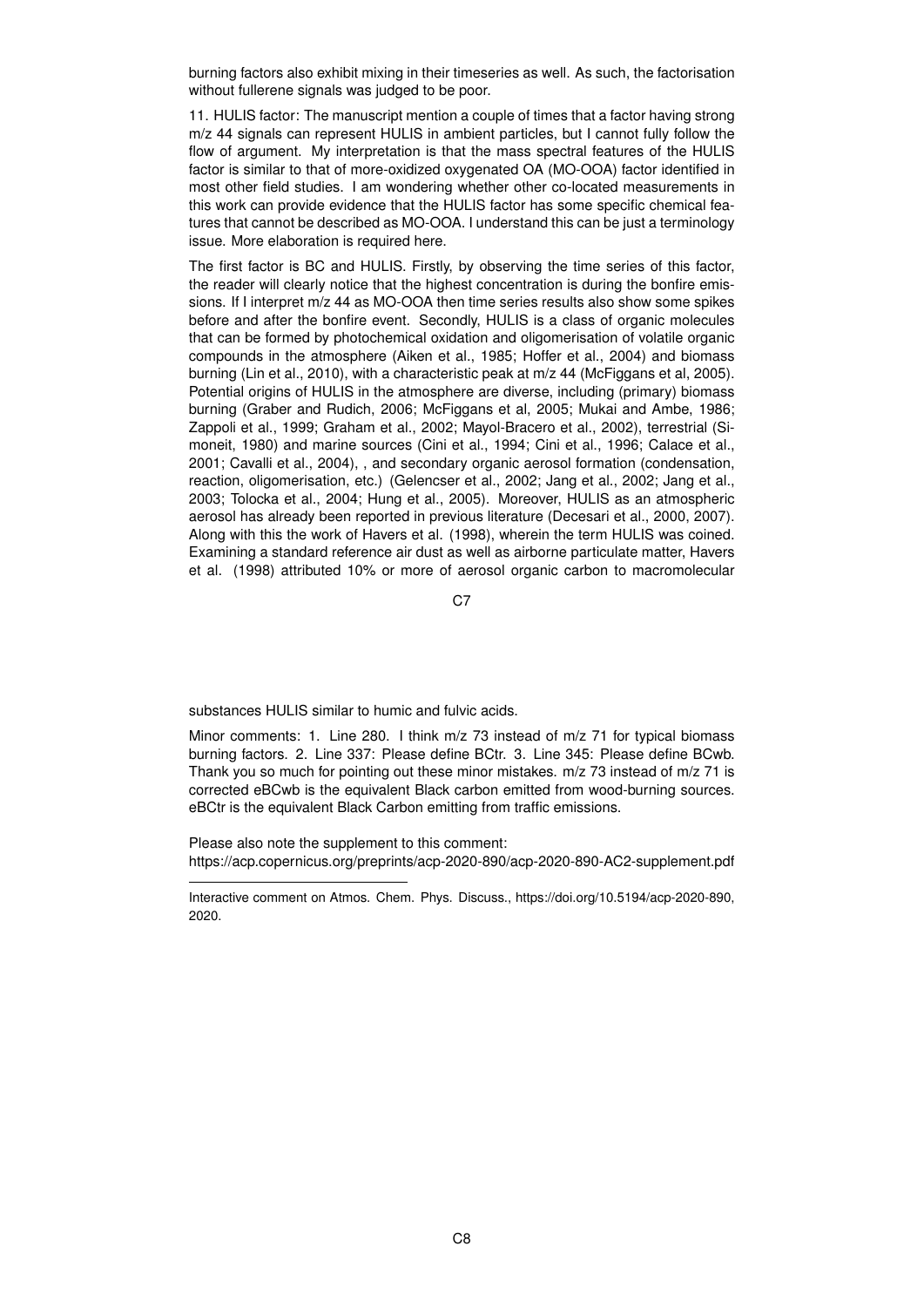burning factors also exhibit mixing in their timeseries as well. As such, the factorisation without fullerene signals was judged to be poor.

11. HULIS factor: The manuscript mention a couple of times that a factor having strong m/z 44 signals can represent HULIS in ambient particles, but I cannot fully follow the flow of argument. My interpretation is that the mass spectral features of the HULIS factor is similar to that of more-oxidized oxygenated OA (MO-OOA) factor identified in most other field studies. I am wondering whether other co-located measurements in this work can provide evidence that the HULIS factor has some specific chemical features that cannot be described as MO-OOA. I understand this can be just a terminology issue. More elaboration is required here.

The first factor is BC and HULIS. Firstly, by observing the time series of this factor, the reader will clearly notice that the highest concentration is during the bonfire emissions. If I interpret m/z 44 as MO-OOA then time series results also show some spikes before and after the bonfire event. Secondly, HULIS is a class of organic molecules that can be formed by photochemical oxidation and oligomerisation of volatile organic compounds in the atmosphere (Aiken et al., 1985; Hoffer et al., 2004) and biomass burning (Lin et al., 2010), with a characteristic peak at m/z 44 (McFiggans et al, 2005). Potential origins of HULIS in the atmosphere are diverse, including (primary) biomass burning (Graber and Rudich, 2006; McFiggans et al, 2005; Mukai and Ambe, 1986; Zappoli et al., 1999; Graham et al., 2002; Mayol-Bracero et al., 2002), terrestrial (Simoneit, 1980) and marine sources (Cini et al., 1994; Cini et al., 1996; Calace et al., 2001; Cavalli et al., 2004), , and secondary organic aerosol formation (condensation, reaction, oligomerisation, etc.) (Gelencser et al., 2002; Jang et al., 2002; Jang et al., 2003; Tolocka et al., 2004; Hung et al., 2005). Moreover, HULIS as an atmospheric aerosol has already been reported in previous literature (Decesari et al., 2000, 2007). Along with this the work of Havers et al. (1998), wherein the term HULIS was coined. Examining a standard reference air dust as well as airborne particulate matter, Havers et al. (1998) attributed 10% or more of aerosol organic carbon to macromolecular substances HULIS similar to humic and fulvic acids.

Minor comments: 1. Line 280. I think m/z 73 instead of m/z 71 for typical biomass burning factors. 2. Line 337: Please define BCtr. 3. Line 345: Please define BCwb. Thank you so much for pointing out these minor mistakes. m/z 73 instead of m/z 71 is corrected eBCwb is the equivalent Black carbon emitted from wood-burning sources. eBCtr is the equivalent Black Carbon emitting from traffic emissions.

Please also note the supplement to this comment:
https://acp.copernicus.org/preprints/acp-2020-890/acp-2020-890-AC2-supplement.pdf

---

Interactive comment on Atmos. Chem. Phys. Discuss., https://doi.org/10.5194/acp-2020-890, 2020.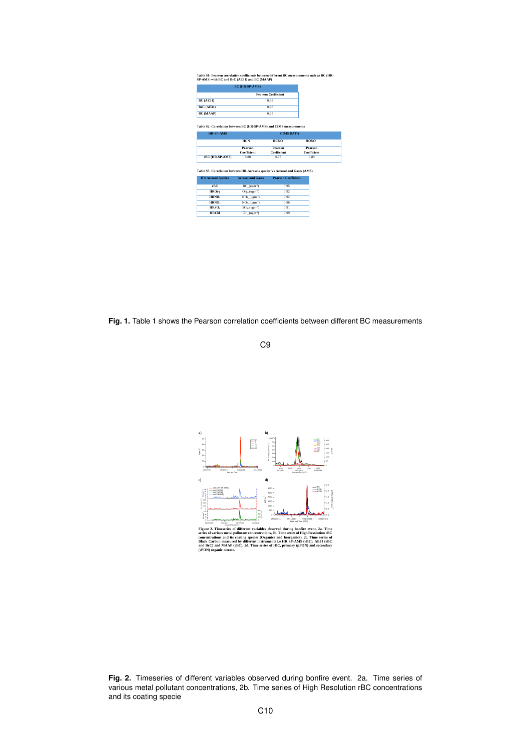**Table S1: Pearson correlation coefficients between different BC measurements such as BC (HR-SP-AMS) with BC and BrC (AE31) and BC (MAAP)**

| BC (HR-SP-AMS) | |
|---|---|
| | Pearson Coefficient |
| BC (AE31) | 0.98 |
| BrC (AE31) | 0.96 |
| BC (MAAP) | 0.95 |

**Table S2: Correlation between BC (HR-SP-AMS) and CIMS measurements**

| HR-SP-AMS | CIMS DATA | | |
|---|---|---|---|
| | HCN | HCNO | HONO |
| | Pearson Coefficient | Pearson Coefficient | Pearson Coefficient |
| rBC (HR-SP-AMS) | 0.88 | 0.77 | 0.89 |

**Table S3: Correlation between HR-Aerosols species Vs Aerosol and Gases (AMS)**

| HR Aerosol Species | Aerosol and Gases | Pearson Coefficient |
|---|---|---|
| rBC | BC_(ugm⁻³) | 0.95 |
| HROrg | Org_(ugm⁻³) | 0.92 |
| HRNH₄ | NH₄_(ugm⁻³) | 0.92 |
| HRNO₃ | NO₃_(ugm⁻³) | 0.86 |
| HRSO₄ | SO₄_(ugm⁻³) | 0.91 |
| HRChl | Chl_(ugm⁻³) | 0.99 |

**Fig. 1.** Table 1 shows the Pearson correlation coefficients between different BC measurements

Figure 2. Timeseries of different variables observed during bonfire event. 2a. Time series of various metal pollutant concentrations, 2b. Time series of High Resolution rBC concentrations and its coating species (Organics and Inorganics), 2c. Time series of Black Carbon measured by different instruments i.e HR SP-AMS (rBC), AE31 (eBC and BrC) and MAAP (eBC), 2d. Time series of rBC, primary (pPON) and secondary (sPON) organic nitrate.

**Fig. 2.** Timeseries of different variables observed during bonfire event. 2a. Time series of various metal pollutant concentrations, 2b. Time series of High Resolution rBC concentrations and its coating specie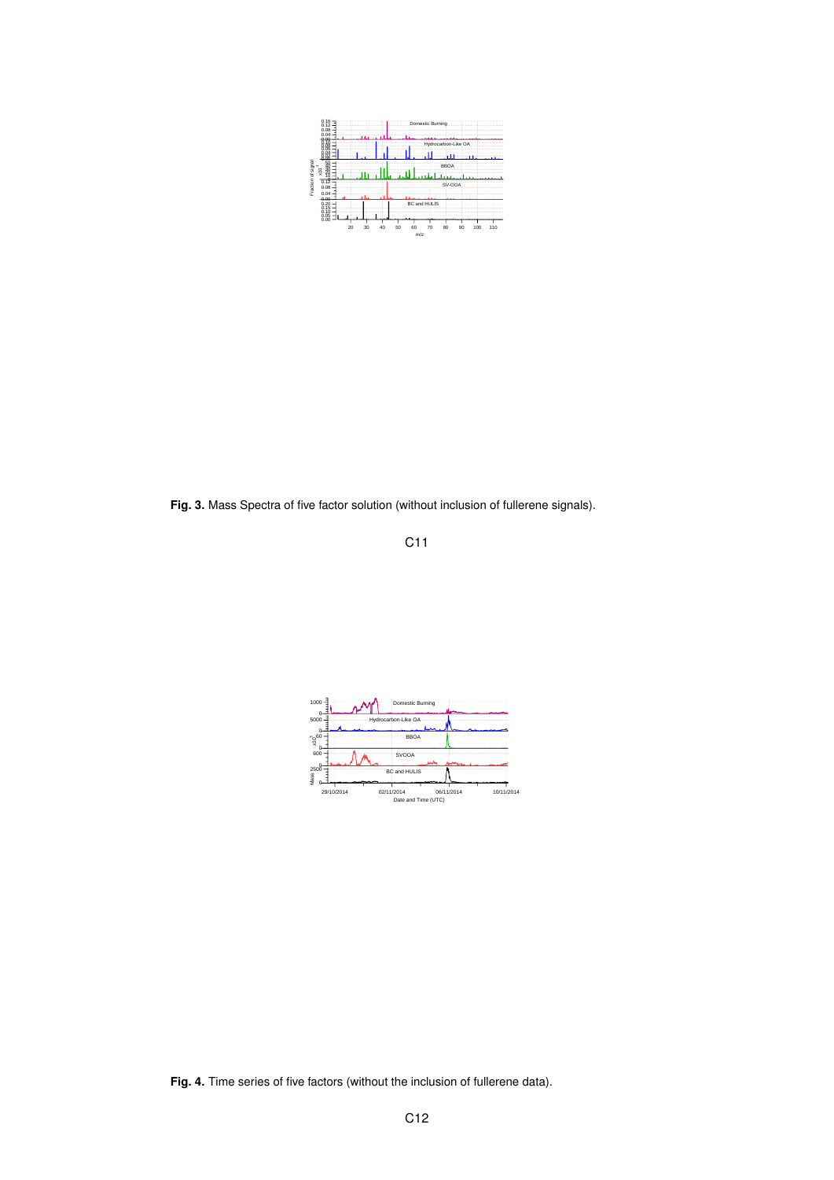Domestic Burning

Hydrocarbon-Like OA

BBOA

SV-OOA

BC and HULIS

Fraction of signal

m/z

20 30 40 50 60 70 80 90 100 110

**Fig. 3.** Mass Spectra of five factor solution (without inclusion of fullerene signals).

Domestic Burning

Hydrocarbon-Like OA

BBOA

SVOOA

BC and HULIS

Mass

Date and Time (UTC)

29/10/2014 02/11/2014 06/11/2014 10/11/2014

**Fig. 4.** Time series of five factors (without the inclusion of fullerene data).